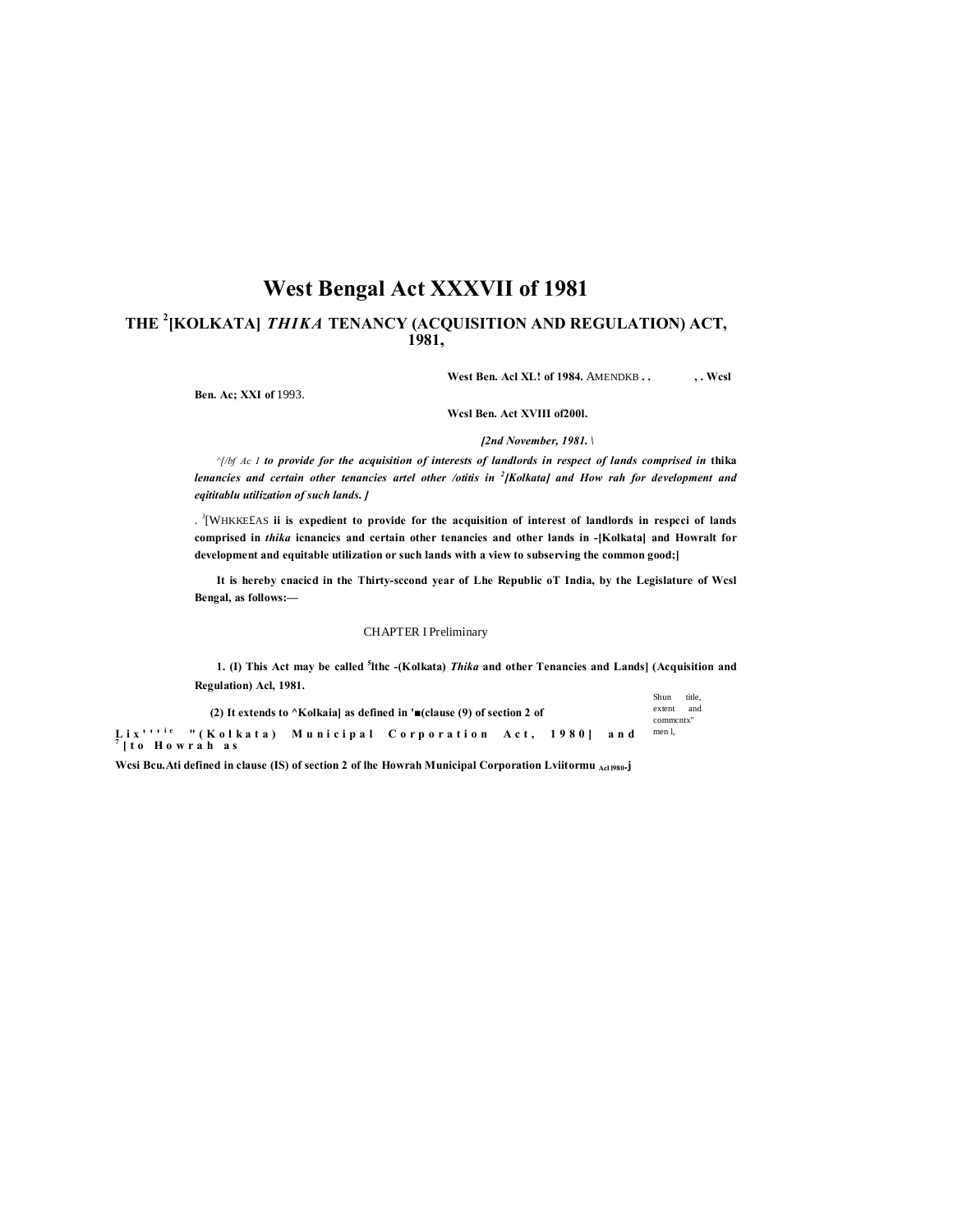# West Bengal Act XXXVII of 1981

## THE [2][KOLKATA] *THIKA* TENANCY (ACQUISITION AND REGULATION) ACT, 1981,

**West Ben. Acl XL! of 1984.** AMENDKB . . , . **Wcsl Ben. Ac; XXI of** 1993.

**Wcsl Ben. Act XVIII of200l.**

***[2nd November, 1981. \***

*^[/bf Ac 1* ***to provide for the acquisition of interests of landlords in respect of lands comprised in* thika *lenancies and certain other tenancies artel other /otitis in [2][Kolkata] and How rah for development and eqititablu utilization of such lands. ]***

. [3][WHKKE£AS **ii is expedient to provide for the acquisition of interest of landlords in respcci of lands comprised in *thika* icnancics and certain other tenancies and other lands in -[Kolkata] and Howralt for development and equitable utilization or such lands with a view to subserving the common good;]**

**It is hereby cnacicd in the Thirty-sccond year of Lhe Republic oT India, by the Legislature of Wcsl Bengal, as follows:—**

CHAPTER I Preliminary

Shun title, extent and commcntx" men l,

**1. (I) This Act may be called [5]lthc -(Kolkata) *Thika* and other Tenancies and Lands] (Acquisition and Regulation) Acl, 1981.**

**(2) It extends to ^Kolkaia] as defined in '■(clause (9) of section 2 of Lix''''ie "(Kolkata) Municipal Corporation Act, 1980] and [7][to Howrah as Wcsi Bcu.Ati defined in clause (IS) of section 2 of lhe Howrah Municipal Corporation Lviitormu Acl I980.j**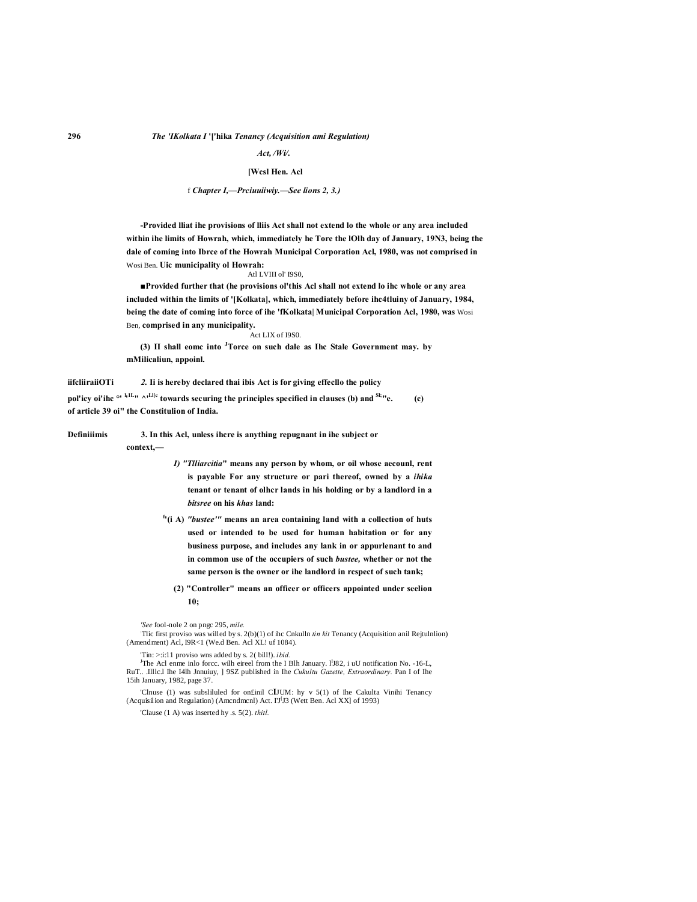[Wcsl Hen. Acl

f *Chapter I,—Prciuuiiwiy.—See lions 2, 3.)*

**-Provided lliat ihe provisions of lliis Act shall not extend lo the whole or any area included within ihe limits of Howrah, which, immediately he Tore the lOlh day of January, 19N3, being the dale of coming into Ibrce of the Howrah Municipal Corporation Acl, 1980, was not comprised in** Wosi Ben. **Uic municipality ol Howrah:**

Atl LVIII ol' I9S0,

**■Provided further that (he provisions ol'this Acl shall not extend lo ihc whole or any area included within the limits of '[Kolkata], which, immediately before ihc4tluiny of January, 1984, being the date of coming into force of ihe 'fKolkata| Municipal Corporation Acl, 1980, was** Wosi Ben, **comprised in any municipality.**

Act LIX of I9S0.

**(3) II shall eomc into [J]Torce on such dale as Ihc Stale Government may. by mMilicaliun, appoinl.**

**iifcliiraiiOTi** *2.* **Ii is hereby declared thai ibis Act is for giving effecllo the policy pol'icy oi'ihc °' [h1L]" ^'[Ll|c] towards securing the principles specified in clauses (b) and [Sl;]"e. (c) of article 39 oi" the Constitulion of India.**

**Definiiimis** **3. In this Acl, unless ihcre is anything repugnant in ihe subject or context,—**

*I) "Tlliarcitia"* **means any person by whom, or oil whose aecounl, rent is payable For any structure or pari thereof, owned by a** *ihika* **tenant or tenant of olhcr lands in his holding or by a landlord in a** *bitsree* **on his** *khas* **land:**

**[f]'(i A)** *"bustee'"* **means an area containing land with a collection of huts used or intended to be used for human habitation or for any business purpose, and includes any lank in or appurlenant to and in common use of the occupiers of such** *bustee,* **whether or not the same person is the owner or ihe landlord in rcspect of such tank;**

**(2) "Controller" means an officer or officers appointed under seelion 10;**

*'See* fool-nole 2 on pngc 295, *mile.*

:Tlic first proviso was willed by s. 2(b)(1) of ihc Cnkulln *tin kit* Tenancy (Acquisition anil Rejtulnlion) (Amendment) Acl, I9R<1 (We.d Ben. Acl XL! uf 1084).

'Tin: >:i:11 proviso wns added by s. 2( bill!). *ibid.*

[J]The Acl enme inlo forcc. wilh eireel from the I Blh January. l[i]J82, i uU notification No. -16-L, RuT.. .Illlc.l Ihe I4lh Jnnuiuy, ] 9SZ published in Ihe *Cukultu Gazette, Extraordinary.* Pan I of Ihe 15ih January, 1982, page 37.

'Clnuse (1) was subslilulcd for on£inil CĪJUM: hy v 5(1) of Ihe Cakulta Vinihi Tenancy (Acquisilion and Regulation) (Amcndmcnl) Act. I'J[i]J3 (Wett Ben. Acl XX] of 1993)

'Clause (1 A) was inserted hy .s. 5(2). *thitl.*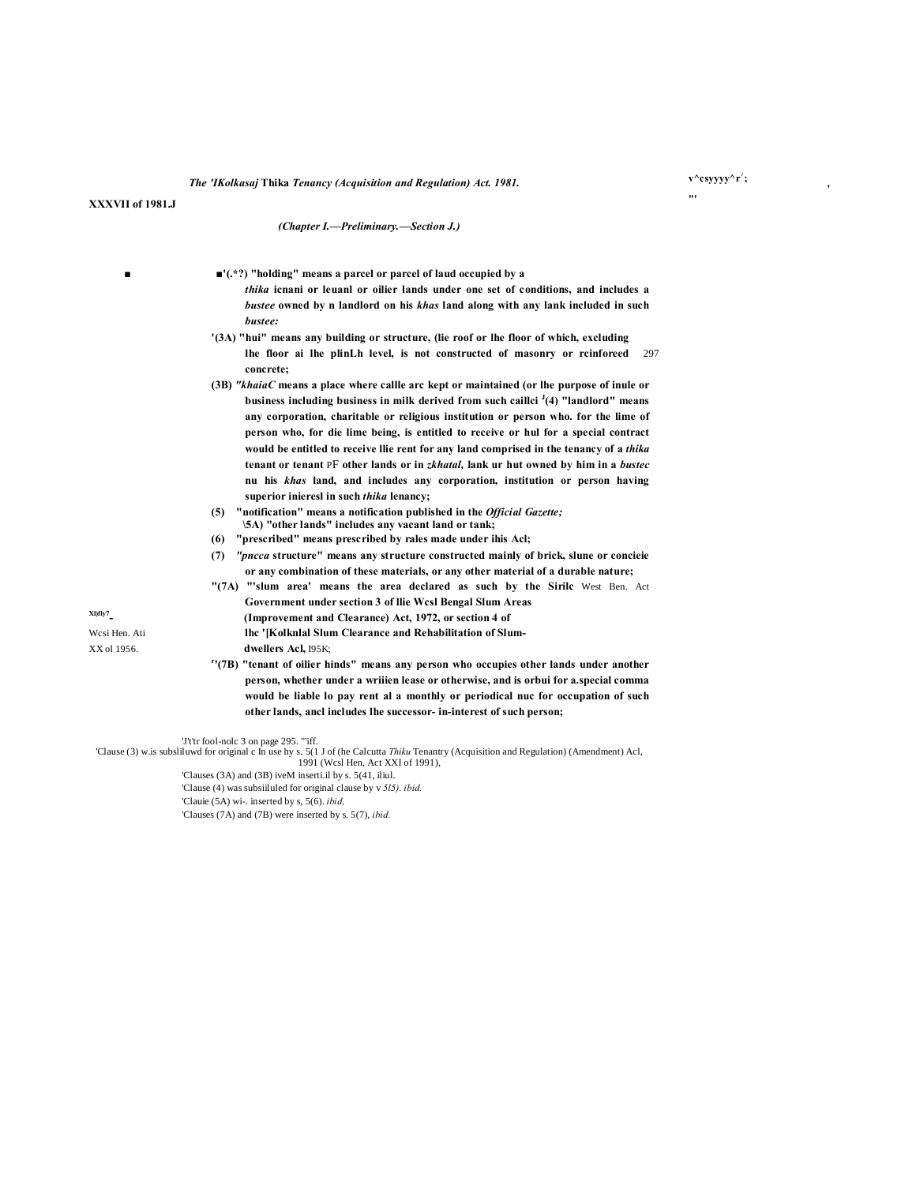*The 'IKolkasaj* **Thika** *Tenancy (Acquisition and Regulation) Act. 1981.*

**XXXVII of 1981.J**

*(Chapter I.—Preliminary.—Section J.)*

■'(.*?) "holding" means a parcel or parcel of laud occupied by a *thika* icnani or leuanl or oilier lands under one set of conditions, and includes a *bustee* owned by n landlord on his *khas* land along with any lank included in such *bustee:*

'(3A) "hui" means any building or structure, (lie roof or lhe floor of which, excluding lhe floor ai lhe plinLh level, is not constructed of masonry or rcinforeed concrete;

(3B) *"khaiaC* means a place where callle arc kept or maintained (or lhe purpose of inule or business including business in milk derived from such caillci [J](4) "landlord" means any corporation, charitable or religious institution or person who. for the lime of person who, for die lime being, is entitled to receive or hul for a special contract would be entitled to receive llie rent for any land comprised in the tenancy of a *thika* tenant or tenant PF other lands or in *zkhatal,* lank ur hut owned by him in a *bustec* nu his *khas* land, and includes any corporation, institution or person having superior inieresl in such *thika* lenancy;

(5) "notification" means a notification published in the *Official Gazette;*

\5A) "other lands" includes any vacant land or tank;

(6) "prescribed" means prescribed by rales made under ihis Acl;

(7) *"pncca* structure" means any structure constructed mainly of brick, slune or concieie or any combination of these materials, or any other material of a durable nature;

"(7A) "'slum area' means the area declared as such by the Sirilc Government under section 3 of llie Wcsl Bengal Slum Areas (Improvement and Clearance) Act, 1972, or section 4 of lhc '[Kolknlal Slum Clearance and Rehabilitation of Slum-dwellers Acl, I95K;

West Ben. Act Xl)fly7. Wcsi Hen. Ati XX ol 1956.

"(7B) "tenant of oilier hinds" means any person who occupies other lands under another person, whether under a wriiien lease or otherwise, and is orbui for a.special comma would be liable lo pay rent al a monthly or periodical nuc for occupation of such other lands, ancl includes lhe successor- in-interest of such person;

'J't'tr fool-nolc 3 on page 295. "'iff.

'Clause (3) w.is subsliluwd for original c In use hy s. 5(1 J of (he Calcutta *Thiku* Tenantry (Acquisition and Regulation) (Amendment) Acl, 1991 (Wcsl Hen, Act XXI of 1991),

'Clauses (3A) and (3B) iveM inserti.il by s. 5(41, iliul.

'Clause (4) was subsiiluled for original clause by v *5l5). ibid.*

'Clauie (5A) wi-. inserted by s, 5(6). *ibid.*

'Clauses (7A) and (7B) were inserted by s. 5(7), *ibid.*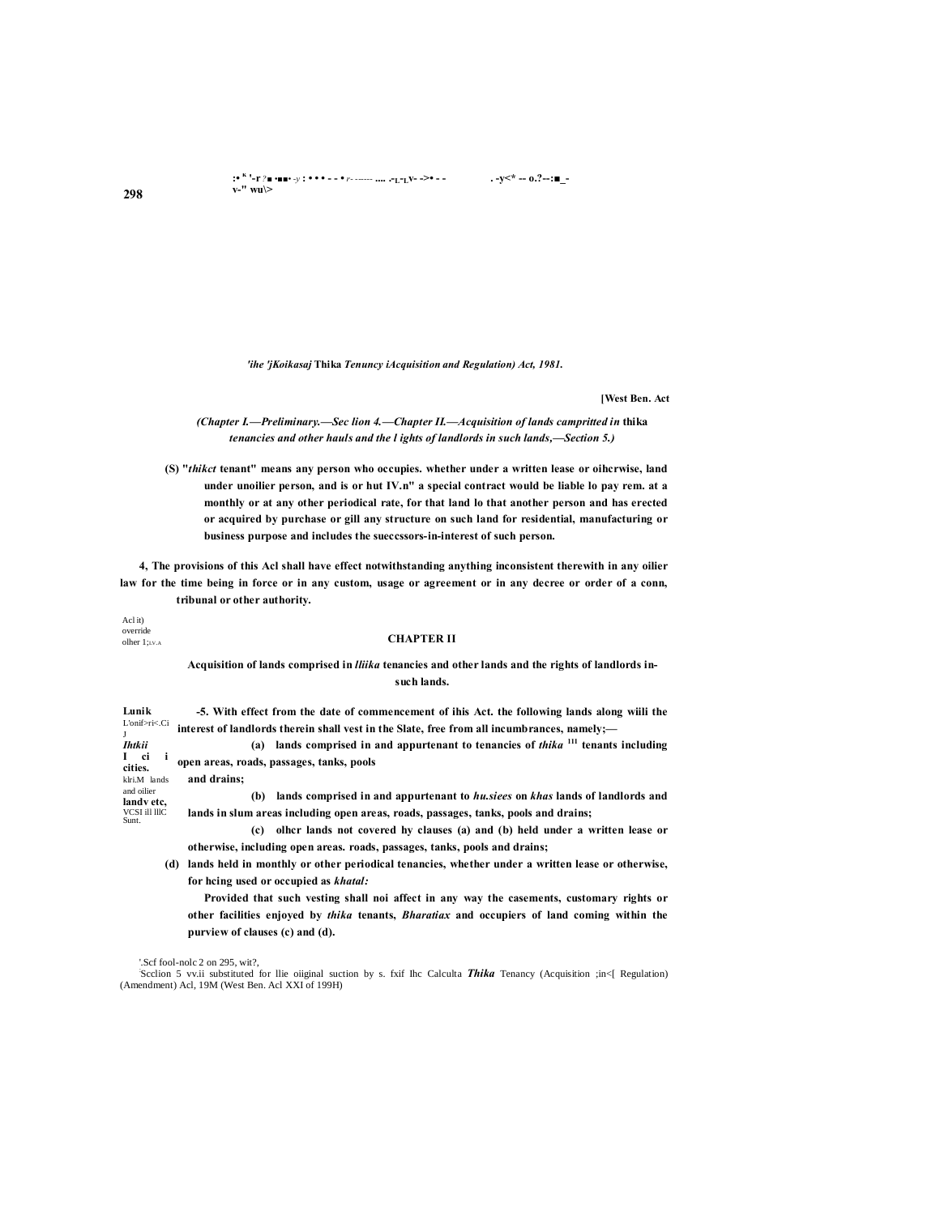*'ihe 'jKoikasaj* Thika *Tenuncy iAcquisition and Regulation) Act, 1981.*

**[West Ben. Act**

***(Chapter I.—Preliminary.—Sec lion 4.—Chapter II.—Acquisition of lands campritted in* thika *tenancies and other hauls and the l ights of landlords in such lands,—Section 5.)***

**(S) "*thikct* tenant" means any person who occupies. whether under a written lease or oihcrwise, land under unoilier person, and is or hut IV.n" a special contract would be liable lo pay rem. at a monthly or at any other periodical rate, for that land lo that another person and has erected or acquired by purchase or gill any structure on such land for residential, manufacturing or business purpose and includes the sueccssors-in-interest of such person.**

Acl it) override olher 1;LV.A

**4, The provisions of this Acl shall have effect notwithstanding anything inconsistent therewith in any oilier law for the time being in force or in any custom, usage or agreement or in any decree or order of a conn, tribunal or other authority.**

## CHAPTER II

**Acquisition of lands comprised in *lliika* tenancies and other lands and the rights of landlords in-such lands.**

**Lunik** L'onif>ri<.Ci J ***Ihtkii*** **I ci i cities.** klri.M lands and oilier **landv etc,** VCSI ill lllC Sunt.

**-5. With effect from the date of commencement of ihis Act. the following lands along wiili the interest of landlords therein shall vest in the Slate, free from all incumbrances, namely;—**

**(a) lands comprised in and appurtenant to tenancies of *thika* [111] tenants including open areas, roads, passages, tanks, pools and drains;**

**(b) lands comprised in and appurtenant to *hu.siees* on *khas* lands of landlords and lands in slum areas including open areas, roads, passages, tanks, pools and drains;**

**(c) olhcr lands not covered hy clauses (a) and (b) held under a written lease or otherwise, including open areas. roads, passages, tanks, pools and drains;**

**(d) lands held in monthly or other periodical tenancies, whether under a written lease or otherwise, for hcing used or occupied as *khatal:***

**Provided that such vesting shall noi affect in any way the casements, customary rights or other facilities enjoyed by *thika* tenants, *Bharatiax* and occupiers of land coming within the purview of clauses (c) and (d).**

'.Scf fool-nolc 2 on 295, wit?,

'Scclion 5 vv.ii substituted for llie oiiginal suction by s. fxif Ihc Calculta ***Thika*** Tenancy (Acquisition ;in<[ Regulation) (Amendment) Acl, 19M (West Ben. Acl XXI of 199H)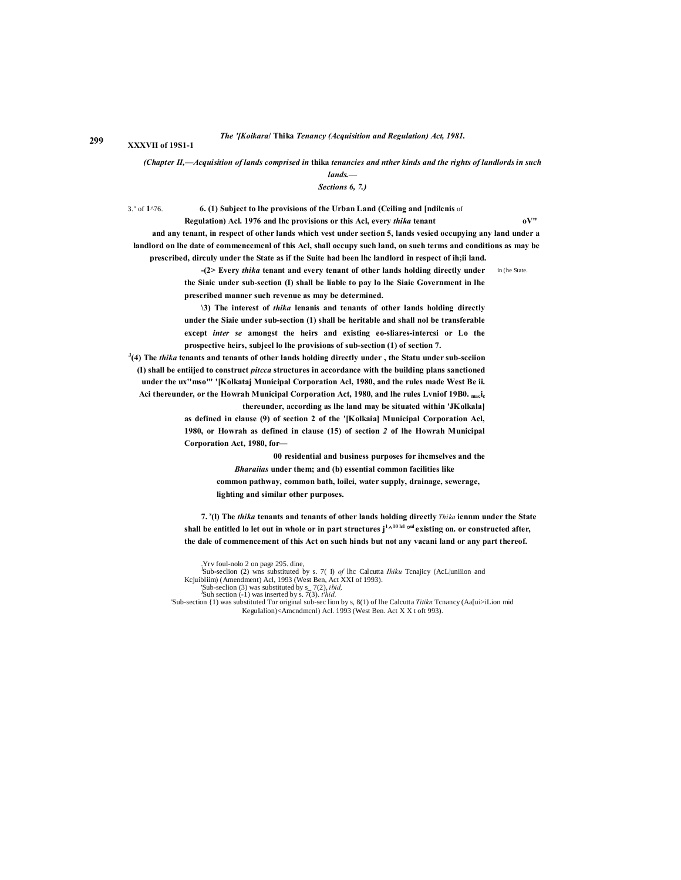*The '[Koikara]* **Thika** *Tenancy (Acquisition and Regulation) Act, 1981.*

**XXXVII of 19S1-1**

*(Chapter II,—Acquisition of lands comprised in* **thika** *tenancies and nther kinds and the rights of landlords in such lands.—*
*Sections 6, 7.)*

3." of 1^76.

**6. (1) Subject to lhe provisions of the Urban Land (Ceiling and [ndilcnis** of **Regulation) Acl. 1976 and lhc provisions or this Acl, every** ***thika*** **tenant oV" and any tenant, in respect of other lands which vest under section 5, lands vesied occupying any land under a landlord on lhe date of commenccmcnl of this Acl, shall occupy such land, on such terms and conditions as may be prescribed, dirculy under the State as if the Suite had been lhc landlord in respect of ih;ii land.**

**-(2> Every** ***thika*** **tenant and every tenant of other lands holding directly under** in (he State. **the Siaic under sub-section (I) shall be liable to pay lo lhe Siaie Government in lhe prescribed manner such revenue as may be determined.**

**\3) The interest of** ***thika*** **lenanis and tenants of other lands holding directly under the Siaie under sub-section (1) shall be heritable and shall nol be transferable except** ***inter se*** **amongst the heirs and existing eo-sliares-intercsi or Lo the prospective heirs, subjeel lo lhe provisions of sub-section (1) of section 7.**

[J]**(4) The** ***thika*** **tenants and tenants of other lands holding directly under , the Statu under sub-scciion (I) shall be entiijed to construct** ***pitcca*** **structures in accordance with the building plans sanctioned under the ux"mso"' '[Kolkataj Municipal Corporation Acl, 1980, and the rules made West Be ii. Aci thereunder, or the Howrah Municipal Corporation Act, 1980, and lhe rules Lvniof 19B0. macic thereunder, according as lhe land may be situated within 'JKolkala] as defined in clause (9) of section 2 of the '[Kolkaia] Municipal Corporation Acl, 1980, or Howrah as defined in clause (15) of section** ***2*** **of lhe Howrah Municipal Corporation Act, 1980, for—**

**00 residential and business purposes for ihcmselves and the** ***Bharaiias*** **under them; and (b) essential common facilities like common pathway, common bath, loilei, water supply, drainage, sewerage, lighting and similar other purposes.**

**7.** [s]**(l) The** ***thika*** **tenants and tenants of other lands holding directly** *Thika* **icnnm under the State shall be entitled lo let out in whole or in part structures j**[1^10 lcl oul] **existing on. or constructed after, the dale of commencement of this Act on such hinds but not any vacani land or any part thereof.**

.Yrv foul-nolo 2 on page 295. dine,

[J]Sub-seclion (2) wns substituted by s. 7( I) *of* lhc Calcutta *Ihiku* Tcnajicy (AcL|uniiion and Kcjuibliim) (Amendment) Acl, 1993 (West Ben, Act XXI of 1993).

'Sub-seclion (3) was substituted by s_ 7(2), *ibid,*

[J]Suh section (-1) was inserted by s. 7(3). *t'hid.*

'Sub-section {1) was substituted Tor original sub-sec lion by s, 8(1) of lhe Calcutta *Titikn* Tcnancy (Aa[ui>iLion mid KeguIalion)<Amcndmcnl) Acl. 1993 (West Ben. Act X X t oft 993).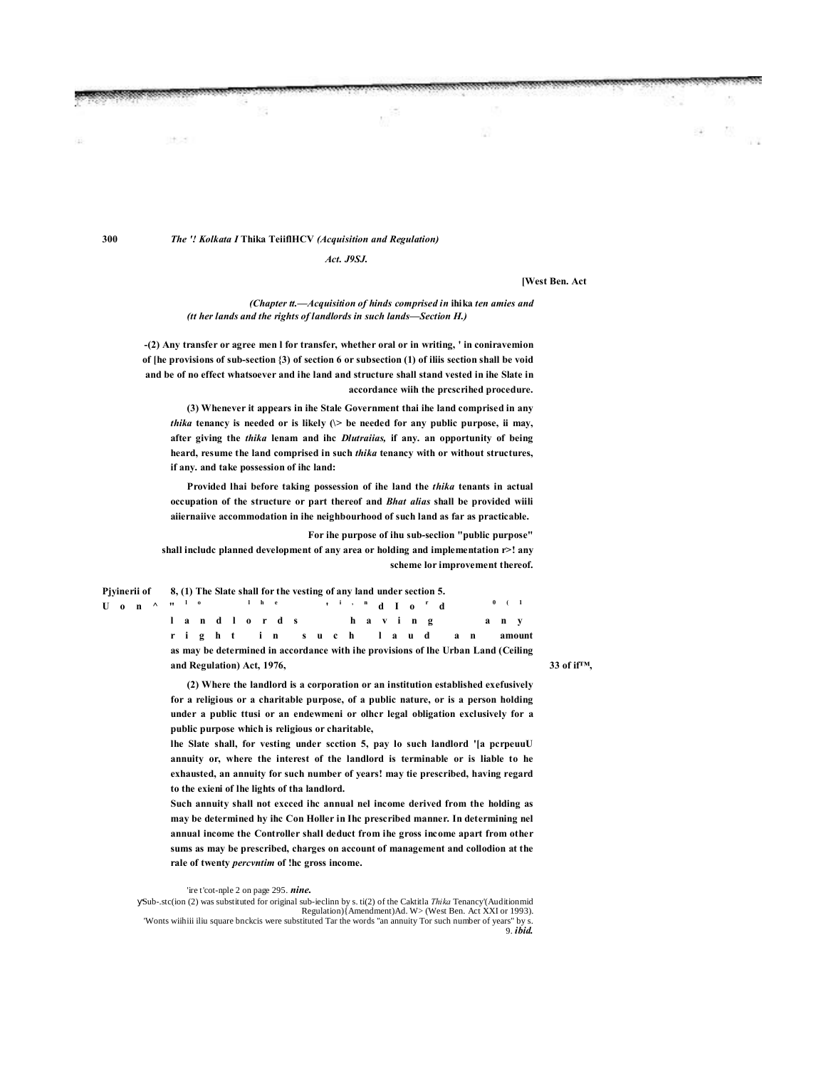*(Chapter tt.—Acquisition of hinds comprised in* **ihika** *ten amies and (tt her lands and the rights of landlords in such lands—Section H.)*

-(2) Any transfer or agree men l for transfer, whether oral or in writing, ' in coniravemion of [he provisions of sub-section {3) of section 6 or subsection (1) of iliis section shall be void and be of no effect whatsoever and ihe land and structure shall stand vested in ihe Slate in accordance wiih the prcscrihed procedure.

(3) Whenever it appears in ihe Stale Government thai ihe land comprised in any *thika* tenancy is needed or is likely (\> be needed for any public purpose, ii may, after giving the *thika* lenam and ihc *Dlutraiias,* if any. an opportunity of being heard, resume the land comprised in such *thika* tenancy with or without structures, if any. and take possession of ihc land:

Provided lhai before taking possession of ihe land the *thika* tenants in actual occupation of the structure or part thereof and *Bhat alias* shall be provided wiili aiiernaiive accommodation in ihe neighbourhood of such land as far as practicable.

For ihe purpose of ihu sub-seclion "public purpose" shall includc planned development of any area or holding and implementation r>! any scheme lor improvement thereof.

Pjyinerii of U o n ^

8, (1) The Slate shall for the vesting of any land under section 5. " l o l h e , i , n d I o r d 0 ( 1 l a n d l o r d s h a v i n g a n y r i g h t i n s u c h l a u d a n amount as may be determined in accordance with ihe provisions of lhe Urban Land (Ceiling and Regulation) Act, 1976,

33 of if™,

(2) Where the landlord is a corporation or an institution established exefusively for a religious or a charitable purpose, of a public nature, or is a person holding under a public ttusi or an endewmeni or olhcr legal obligation exclusively for a public purpose which is religious or charitable,

lhe Slate shall, for vesting under scction 5, pay lo such landlord '[a pcrpeuuU annuity or, where the interest of the landlord is terminable or is liable to he exhausted, an annuity for such number of years! may tie prescribed, having regard to the exieni of lhe lights of tha landlord.

Such annuity shall not excced ihc annual nel income derived from the holding as may be determined hy ihc Con Holler in Ihc prescribed manner. In determining nel annual income the Controller shall deduct from ihe gross income apart from other sums as may be prescribed, charges on account of management and collodion at the rale of twenty *percvntim* of !hc gross income.

'ire t'cot-nple 2 on page 295. ***nine.***

ySub-.stc(ion (2) was substituted for original sub-ieclinn by s. ti(2) of the Caktitla *Thika* Tenancy'(Auditionmid Regulation){Amendment)Ad. W> (West Ben. Act XXI or 1993).

'Wonts wiihiii iliu square bnckcis were substituted Tar the words "an annuity Tor such number of years" by s. 9. ***ibid.***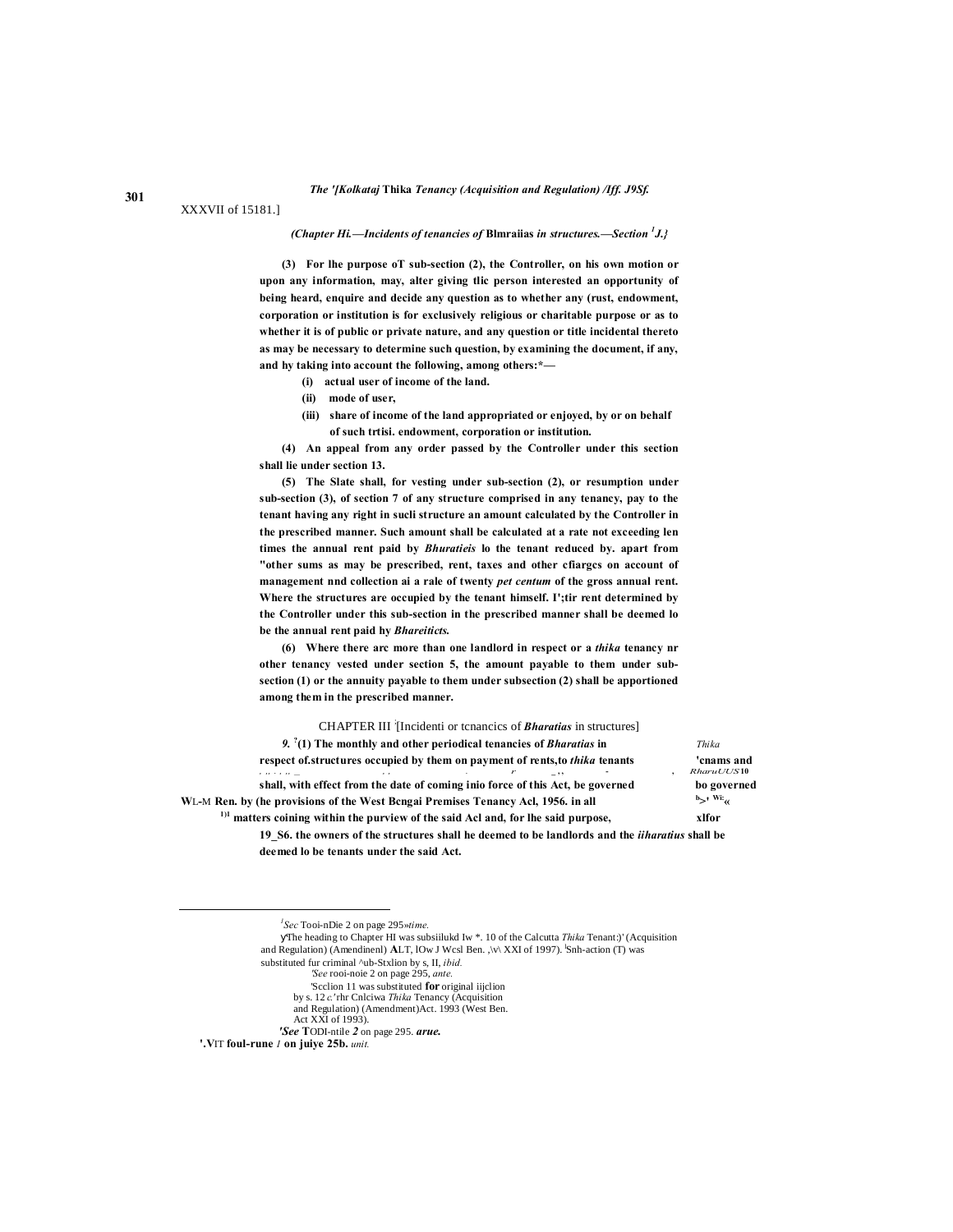*(Chapter Hi.—Incidents of tenancies of* **Blmraiias** *in structures.—Section [1]J.}*

**(3) For lhe purpose oT sub-section (2), the Controller, on his own motion or upon any information, may, alter giving tlic person interested an opportunity of being heard, enquire and decide any question as to whether any (rust, endowment, corporation or institution is for exclusively religious or charitable purpose or as to whether it is of public or private nature, and any question or title incidental thereto as may be necessary to determine such question, by examining the document, if any, and hy taking into account the following, among others:\*—**

**(i) actual user of income of the land.**

**(ii) mode of user,**

**(iii) share of income of the land appropriated or enjoyed, by or on behalf of such trtisi. endowment, corporation or institution.**

**(4) An appeal from any order passed by the Controller under this section shall lie under section 13.**

**(5) The Slate shall, for vesting under sub-section (2), or resumption under sub-section (3), of section 7 of any structure comprised in any tenancy, pay to the tenant having any right in sucli structure an amount calculated by the Controller in the prescribed manner. Such amount shall be calculated at a rate not exceeding len times the annual rent paid by *Bhuratieis* lo the tenant reduced by. apart from "other sums as may be prescribed, rent, taxes and other cfiargcs on account of management nnd collection ai a rale of twenty *pet centum* of the gross annual rent. Where the structures are occupied by the tenant himself. I';tir rent determined by the Controller under this sub-section in the prescribed manner shall be deemed lo be the annual rent paid hy *Bhareiticts.***

**(6) Where there arc more than one landlord in respect or a *thika* tenancy nr other tenancy vested under section 5, the amount payable to them under sub-section (1) or the annuity payable to them under subsection (2) shall be apportioned among them in the prescribed manner.**

CHAPTER III [Incidenti or tcnancics of ***Bharatias*** in structures]

*Thika* 'cnams and *RharuU/US* 10 bo governed by W. B. Act xlfor 1956.

***9.*** **[7](1) The monthly and other periodical tenancies of *Bharatias* in respect of.structures occupied by them on payment of rents,to *thika* tenants shall, with effect from the date of coming inio force of this Act, be governed by (he provisions of the West Bcngai Premises Tenancy Acl, 1956. in all matters coining within the purview of the said Acl and, for lhe said purpose, the owners of the structures shall he deemed to be landlords and the *iiharatius* shall be deemed lo be tenants under the said Act.**

---

[1]*Sec* Tooi-nDie 2 on page 295*»time.*

The heading to Chapter HI was subsiilukd Iw \*. 10 of the Calcutta *Thika* Tenant:)' (Acquisition and Regulation) (Amendinenl) **A**LT, lOw J Wcsl Ben. ,\v\ XXI of 1997). Snh-action (T) was substituted fur criminal ^ub-Stxlion by s, II, *ibid.*

*'See* rooi-noie 2 on page 295, *ante.*

'Scclion 11 was substituted **for** original iijclion by s. 12 *c.'*rhr Cnlciwa *Thika* Tenancy (Acquisition and Regulation) (Amendment)Act. 1993 (West Ben. Act XXI of 1993).

***'See*** **T**ODI-ntile ***2*** on page 295. ***arue.***

**'.V**IT **foul-rune** *I* **on juiye 25b.** *unit.*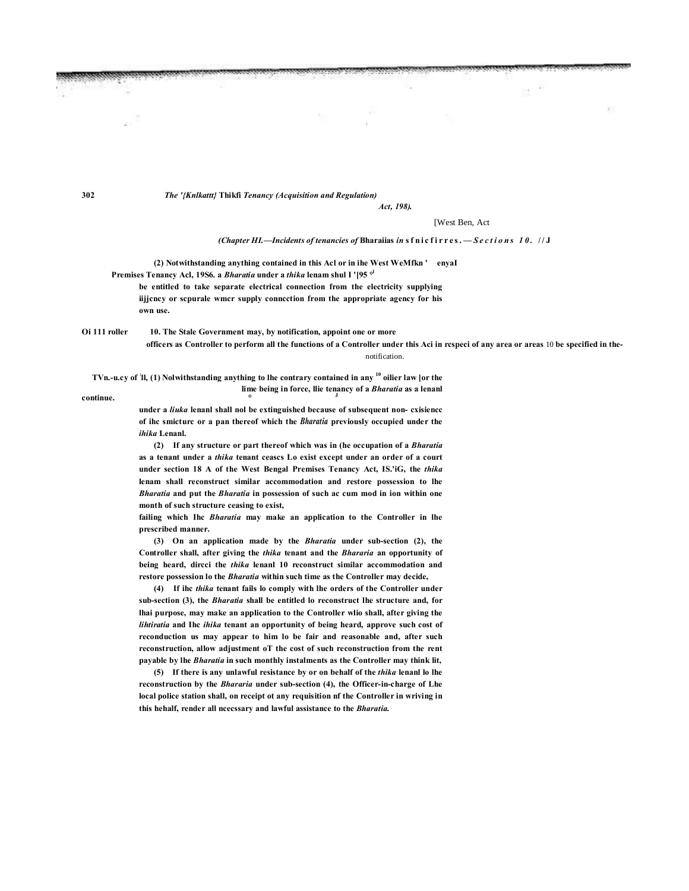*(Chapter III.—Incidents of tenancies of* **Bharaiias** *in* **s f n i c f i r r e s .** *— S e c t i o n s  1 0 .* **/ / J**

(2) Notwithstanding anything contained in this Acl or in ihe West WeMfkn ' enyaI Premises Tenancy Acl, 19S6. a *Bharatia* under a *thika* lenam shul I '[95 [ol] be entitled to take separate electrical connection from the electricity supplying iijjcncy or scpurale wmcr supply conncction from the appropriate agency for his own use.

Oi 111 roller

10. The Stale Government may, by notification, appoint one or more officers as Controller to perform all the functions of a Controller under this Aci in rcspeci of any area or areas 10 be specified in the notification.

TVn.-u.cy of 'll, continue.

(1) Nolwithstanding anything to lhe contrary contained in any [10] oilier law [or the lime being in force, llie tenancy of a *Bharatia* as a lenanl under a *liuka* lenanl shall nol be extinguished because of subsequent non- cxisiencc of ihc smicturc or a pan thereof which the *Bharatia* previously occupied under the *ihika* Lenanl.

(2) If any structure or part thereof which was in (he occupation of a *Bharatia* as a tenant under a *thika* tenant ceascs Lo exist except under an order of a court under section 18 A of the West Bengal Premises Tenancy Act, IS.'iG, the *thika* lenam shall reconstruct similar accommodation and restore possession to lhe *Bharatia* and put the *Bharatia* in possession of such ac cum mod in ion within one month of such structure ceasing to exist,

failing which Ihc *Bharatia* may make an application to the Controller in lhe prescribed manner.

(3) On an application made by the *Bharatia* under sub-section (2), the Controller shall, after giving the *thika* tenant and the *Bhararia* an opportunity of being heard, dircci the *thika* lenanl 10 reconstruct similar accommodation and restore possession lo the *Bharatia* within such time as the Controller may decide,

(4) If ihc *thika* tenant fails lo comply with lhe orders of the Controller under sub-section (3), the *Bharatia* shall be entitled lo reconstruct lhe structure and, for lhai purpose, may make an application to the Controller wlio shall, after giving the *lihtiratia* and Ihc *ihika* tenant an opportunity of being heard, approve such cost of reconduction us may appear to him lo be fair and reasonable and, after such reconstruction, allow adjustment oT the cost of such reconstruction from the rent payable by lhe *Bharatia* in such monthly instalments as the Controller may think lit,

(5) If there is any unlawful resistance by or on behalf of the *thika* lenanl lo lhe reconstruction by the *Bhararia* under sub-section (4), the Officer-in-charge of Lhe local police station shall, on receipt ot any requisition nf the Controller in wriving in this hehalf, render all nceessary and lawful assistance to the *Bharatia.*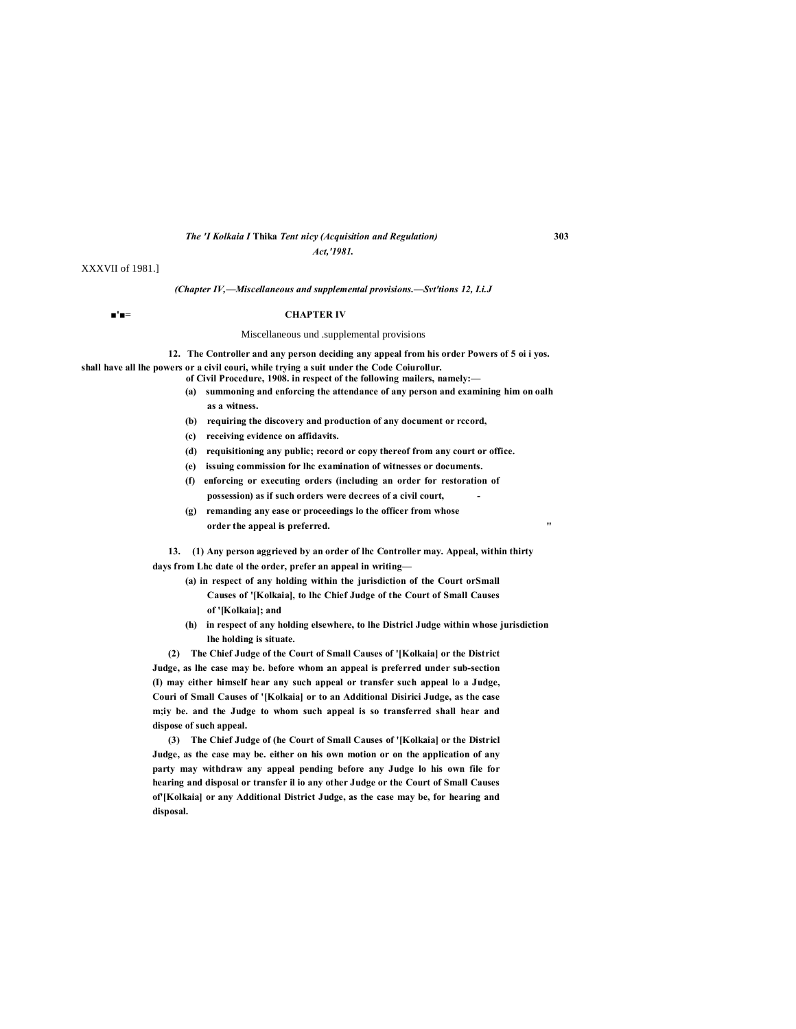XXXVII of 1981.]

*(Chapter IV,—Miscellaneous and supplemental provisions.—Svt'tions 12, I.i.J*

## CHAPTER IV

### Miscellaneous und .supplemental provisions

**12. The Controller and any person deciding any appeal from his order Powers of 5 oi i yos. shall have all lhe powers or a civil couri, while trying a suit under the Code Coiurollur. of Civil Procedure, 1908. in respect of the following mailers, namely:—**

- **(a) summoning and enforcing the attendance of any person and examining him on oalh as a witness.**
- **(b) requiring the discovery and production of any document or rccord,**
- **(c) receiving evidence on affidavits.**
- **(d) requisitioning any public; record or copy thereof from any court or office.**
- **(e) issuing commission for lhc examination of witnesses or documents.**
- **(f) enforcing or executing orders (including an order for restoration of possession) as if such orders were decrees of a civil court,**
- **(g) remanding any ease or proceedings lo the officer from whose order the appeal is preferred.**

**13. (1) Any person aggrieved by an order of lhc Controller may. Appeal, within thirty days from Lhc date ol the order, prefer an appeal in writing—**

- **(a) in respect of any holding within the jurisdiction of the Court orSmall Causes of '[Kolkaia], to lhc Chief Judge of the Court of Small Causes of '[Kolkaia]; and**
- **(h) in respect of any holding elsewhere, to lhe Districl Judge within whose jurisdiction lhe holding is situate.**

**(2) The Chief Judge of the Court of Small Causes of '[Kolkaia] or the District Judge, as lhe case may be. before whom an appeal is preferred under sub-section (I) may either himself hear any such appeal or transfer such appeal lo a Judge, Couri of Small Causes of '[Kolkaia] or to an Additional Disirici Judge, as the case m;iy be. and the Judge to whom such appeal is so transferred shall hear and dispose of such appeal.**

**(3) The Chief Judge of (he Court of Small Causes of '[Kolkaia] or the Districl Judge, as the case may be. either on his own motion or on the application of any party may withdraw any appeal pending before any Judge lo his own file for hearing and disposal or transfer il io any other Judge or the Court of Small Causes of'[Kolkaia] or any Additional District Judge, as the case may be, for hearing and disposal.**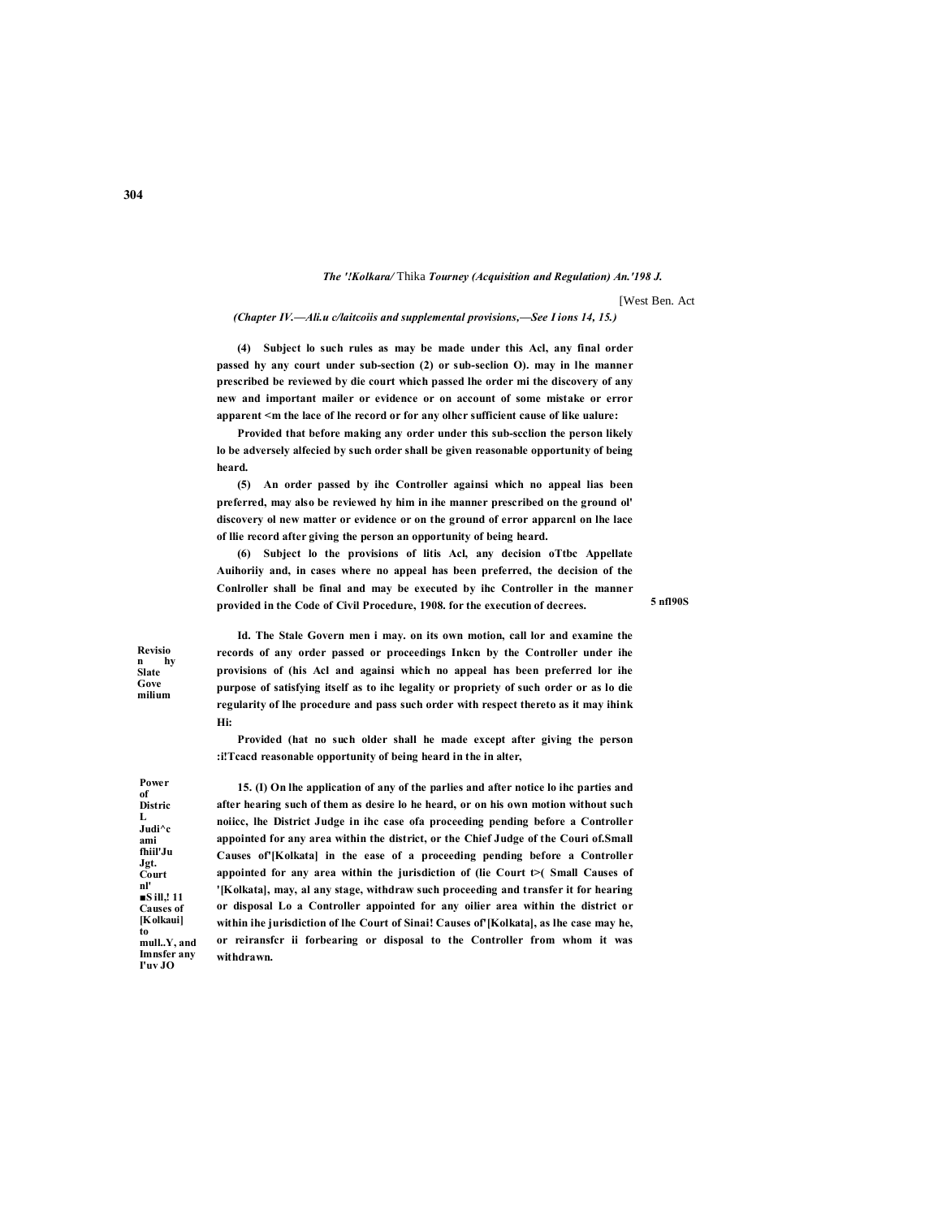*(Chapter IV.—Ali.u c/laitcoiis and supplemental provisions,—See I ions 14, 15.)*

**(4) Subject lo such rules as may be made under this Acl, any final order passed hy any court under sub-section (2) or sub-seclion O). may in lhe manner prescribed be reviewed by die court which passed lhe order mi the discovery of any new and important mailer or evidence or on account of some mistake or error apparent <m the lace of lhe record or for any olhcr sufficient cause of like ualure:**

**Provided that before making any order under this sub-scclion the person likely lo be adversely alfecied by such order shall be given reasonable opportunity of being heard.**

**(5) An order passed by ihc Controller againsi which no appeal lias been preferred, may also be reviewed hy him in ihe manner prescribed on the ground ol' discovery ol new matter or evidence or on the ground of error apparcnl on lhe lace of llie record after giving the person an opportunity of being heard.**

**(6) Subject lo the provisions of litis Acl, any decision oTtbc Appellate Auihoriiy and, in cases where no appeal has been preferred, the decision of the Conlroller shall be final and may be executed by ihc Controller in the manner provided in the Code of Civil Procedure, 1908. for the execution of decrees.**

**5 nfl90S**

**Revision hy Slate Gove milium**

**Id. The Stale Govern men i may. on its own motion, call lor and examine the records of any order passed or proceedings Inkcn by the Controller under ihe provisions of (his Acl and againsi which no appeal has been preferred lor ihe purpose of satisfying itself as to ihc legality or propriety of such order or as lo die regularity of lhe procedure and pass such order with respect thereto as it may ihink Hi:**

**Provided (hat no such older shall he made except after giving the person :i!Tcacd reasonable opportunity of being heard in the in alter,**

**Power of Distric L Judi^c ami fhiil'Ju Jgt. Court nl' ■S ill,! 11 Causes of [Kolkaui] to mull..Y, and Imnsfer any I'uv JO**

**15. (I) On lhe application of any of the parlies and after notice lo ihc parties and after hearing such of them as desire lo he heard, or on his own motion without such noiicc, lhe District Judge in ihc case ofa proceeding pending before a Controller appointed for any area within the district, or the Chief Judge of the Couri of.Small Causes of'[Kolkata] in the ease of a proceeding pending before a Controller appointed for any area within the jurisdiction of (lie Court t>( Small Causes of '[Kolkata], may, al any stage, withdraw such proceeding and transfer it for hearing or disposal Lo a Controller appointed for any oilier area within the district or within ihe jurisdiction of lhe Court of Sinai! Causes of'[Kolkata], as lhe case may he, or reiransfcr ii forbearing or disposal to the Controller from whom it was withdrawn.**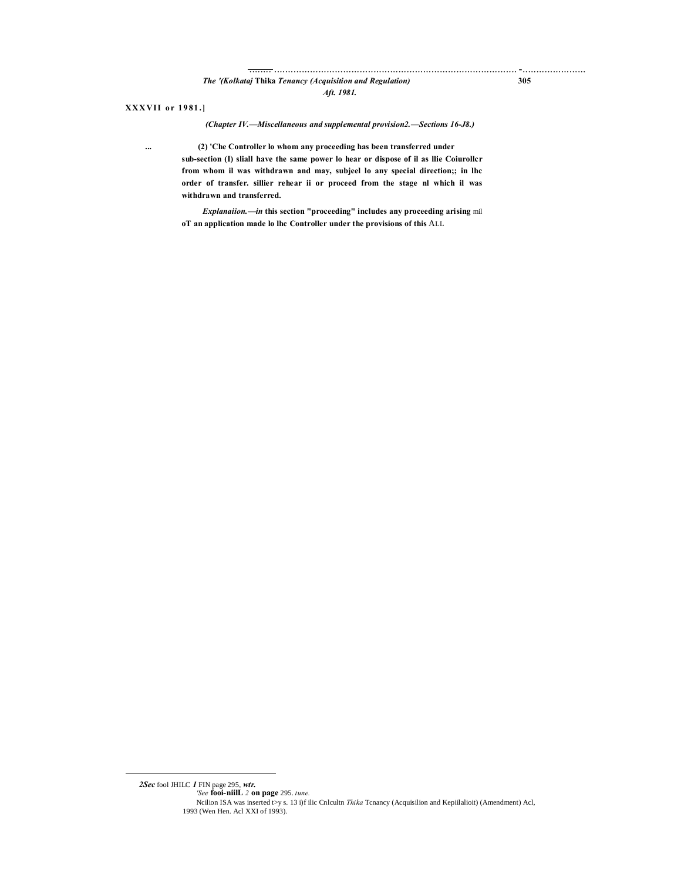*(Chapter IV.—Miscellaneous and supplemental provision2.—Sections 16-J8.)*

... **(2) 'Che Controller lo whom any proceeding has been transferred under sub-section (I) sliall have the same power lo hear or dispose of il as llie Coiurollcr from whom il was withdrawn and may, subjeel lo any special direction;; in lhc order of transfer. sillier rehear ii or proceed from the stage nl which il was withdrawn and transferred.**

***Explanaiion.—in*** **this section "proceeding" includes any proceeding arising** mil **oT an application made lo lhc Controller under the provisions of this** ALL

---

***2Sec*** fool JHILC ***1*** FIN page 295, ***wtr.***

*'See* **fooi-niilL** *2* **on page** 295. *tune.*

Ncilion ISA was inserted t>y s. 13 i)f ilic Cnlcultn *Thika* Tcnancy (Acquisilion and Kepiilalioit) (Amendment) Acl, 1993 (Wen Hen. Acl XXI of 1993).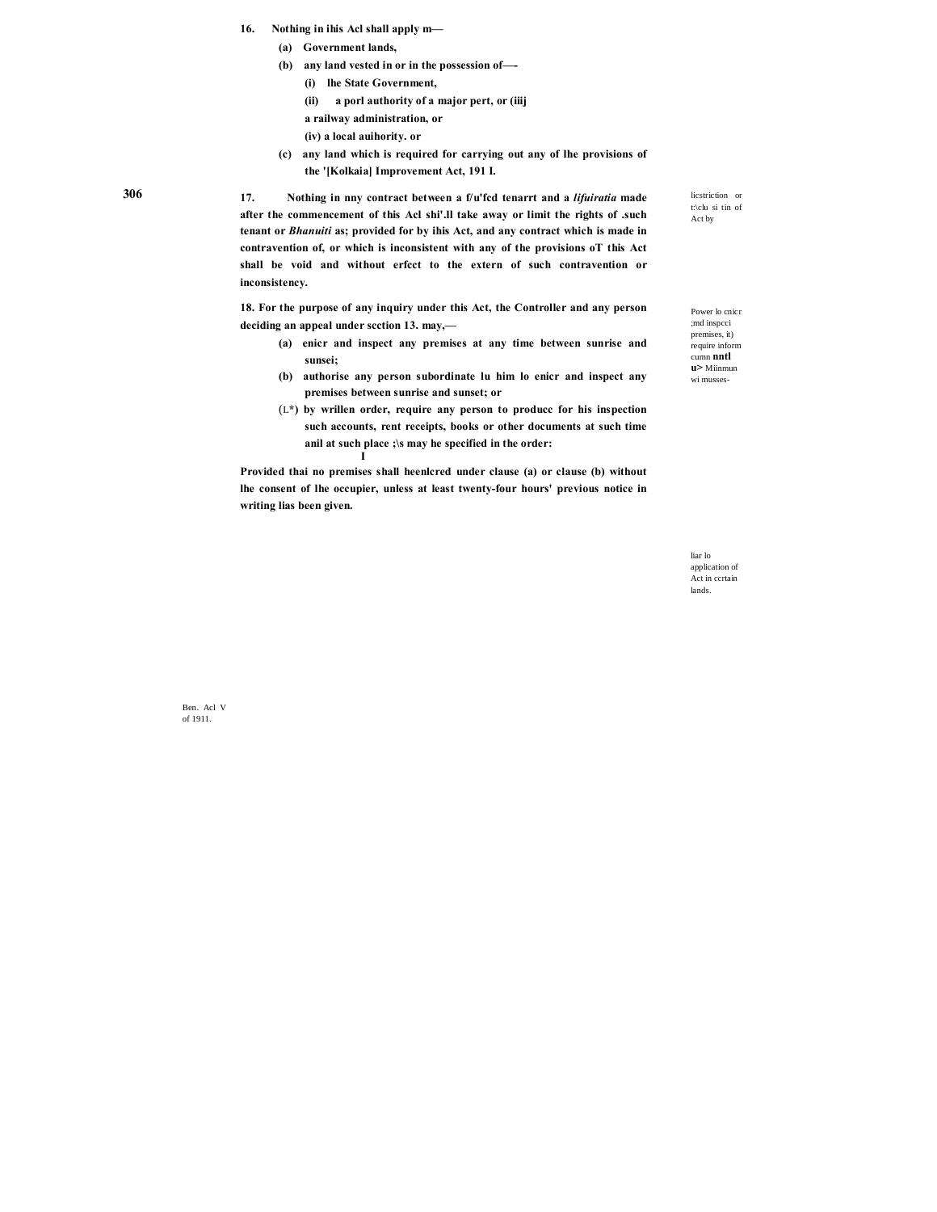**16. Nothing in ihis Acl shall apply m—**

**(a) Government lands,**

**(b) any land vested in or in the possession of—-**

**(i) lhe State Government,**

**(ii) a porl authority of a major pert, or (iiij a railway administration, or**

**(iv) a local auihority. or**

**(c) any land which is required for carrying out any of lhe provisions of the '[Kolkaia] Improvement Act, 191 I.**

liar lo application of Act in ccrtain lands.

Ben. Acl V of 1911.

**17. Nothing in nny contract between a f/u'fcd tenarrt and a *lifuiratia* made after the commencement of this Acl shi'.ll take away or limit the rights of .such tenant or *Bhanuiti* as; provided for by ihis Act, and any contract which is made in contravention of, or which is inconsistent with any of the provisions oT this Act shall be void and without erfcct to the extern of such contravention or inconsistency.**

licstriction or t:\clu si tin of Act by

**18. For the purpose of any inquiry under this Act, the Controller and any person deciding an appeal under scction 13. may,—**

Power lo cnicr ;md inspcci premises, it) require inform cumn **nntl u>** Miinmun wi musses-

**(a) enicr and inspect any premises at any time between sunrise and sunsei;**

**(b) authorise any person subordinate lu him lo enicr and inspect any premises between sunrise and sunset; or**

**(L*) by wrillen order, require any person to producc for his inspection such accounts, rent receipts, books or other documents at such time anil at such place ;\s may he specified in the order:**

**Provided thai no premises shall heenlcred under clause (a) or clause (b) without lhe consent of lhe occupier, unless at least twenty-four hours' previous notice in writing lias been given.**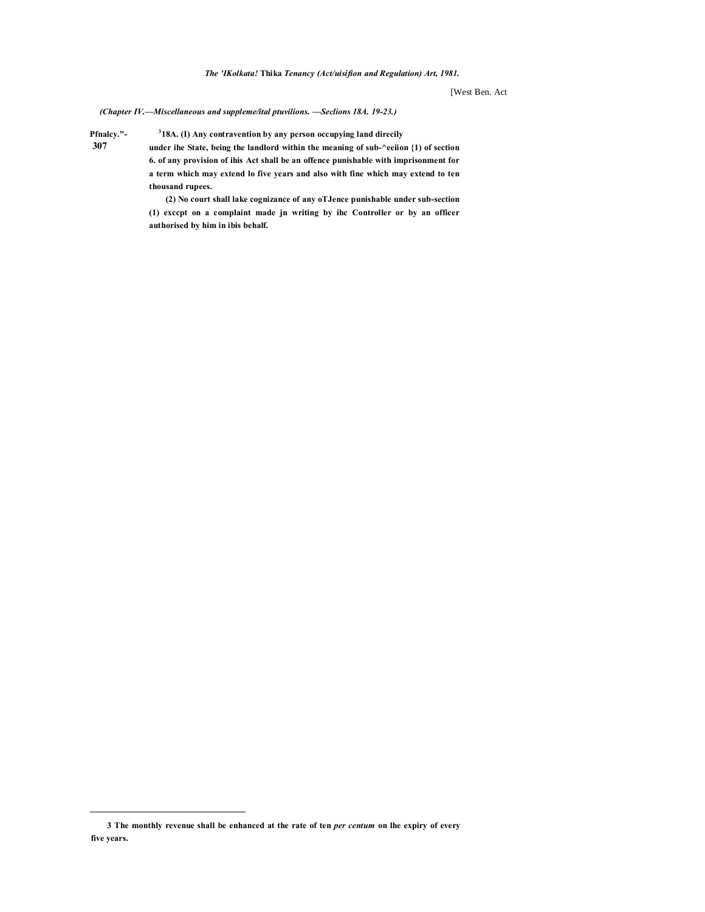*(Chapter IV.—Miscellaneous and suppleme/ital ptuvilions. —Seclions 18A. 19-23.)*

Pfnalcy."- 307

**[3]18A. (I) Any contravention by any person occupying land direcily under ihe State, being the landlord within the meaning of sub-^eeiion {1) of section 6. of any provision of ihis Act shall be an offence punishable with imprisonment for a term which may extend lo five years and also with fine which may extend to ten thousand rupees.**

**(2) No court shall lake cognizance of any oTJence punishable under sub-section (1) exccpt on a complaint made jn writing by ihc Controller or by an officer authorised by him in ibis behalf.**

---

**3 The monthly revenue shall be enhanced at the rate of ten *per centum* on lhe expiry of every five years.**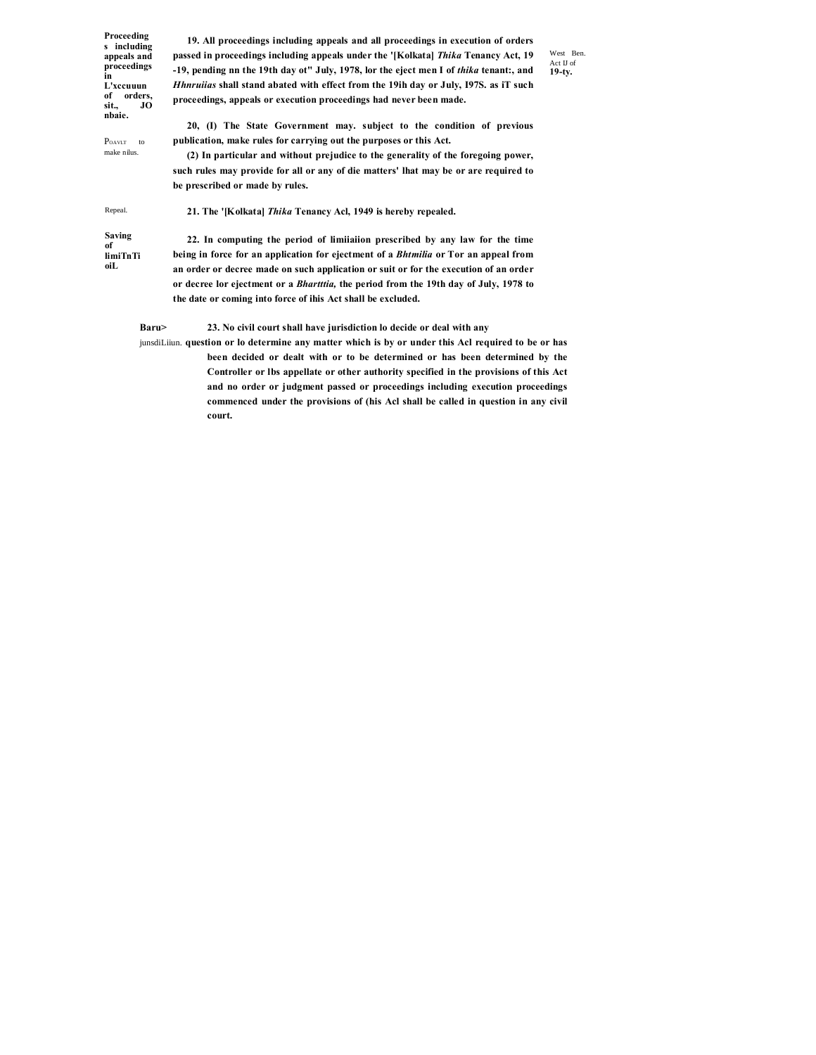**Proceedings including appeals and proceedings in L'xccuuun of orders, sit., JO nbaie.**

**19. All proceedings including appeals and all proceedings in execution of orders passed in proceedings including appeals under the '[Kolkata] *Thika* Tenancy Act, 19 -19, pending nn the 19th day ot" July, 1978, lor the eject men I of *thika* tenant:, and *Hhnruiias* shall stand abated with effect from the 19ih day or July, I97S. as iT such proceedings, appeals or execution proceedings had never been made.**

West Ben. Act IJ of **19-ty.**

POAVLT to make nilus.

**20, (I) The State Government may. subject to the condition of previous publication, make rules for carrying out the purposes or this Act.**

**(2) In particular and without prejudice to the generality of the foregoing power, such rules may provide for all or any of die matters' lhat may be or are required to be prescribed or made by rules.**

Repeal.

**21. The '[Kolkata] *Thika* Tenancy Acl, 1949 is hereby repealed.**

**Saving of limiTnTi oiL**

**22. In computing the period of limiiaiion prescribed by any law for the time being in force for an application for ejectment of a *Bhtmilia* or Tor an appeal from an order or decree made on such application or suit or for the execution of an order or decree lor ejectment or a *Bhartttia,* the period from the 19th day of July, 1978 to the date or coming into force of ihis Act shall be excluded.**

**Baru>** junsdiLiiun.

**23. No civil court shall have jurisdiction lo decide or deal with any question or lo determine any matter which is by or under this Acl required to be or has been decided or dealt with or to be determined or has been determined by the Controller or lbs appellate or other authority specified in the provisions of this Act and no order or judgment passed or proceedings including execution proceedings commenced under the provisions of (his Acl shall be called in question in any civil court.**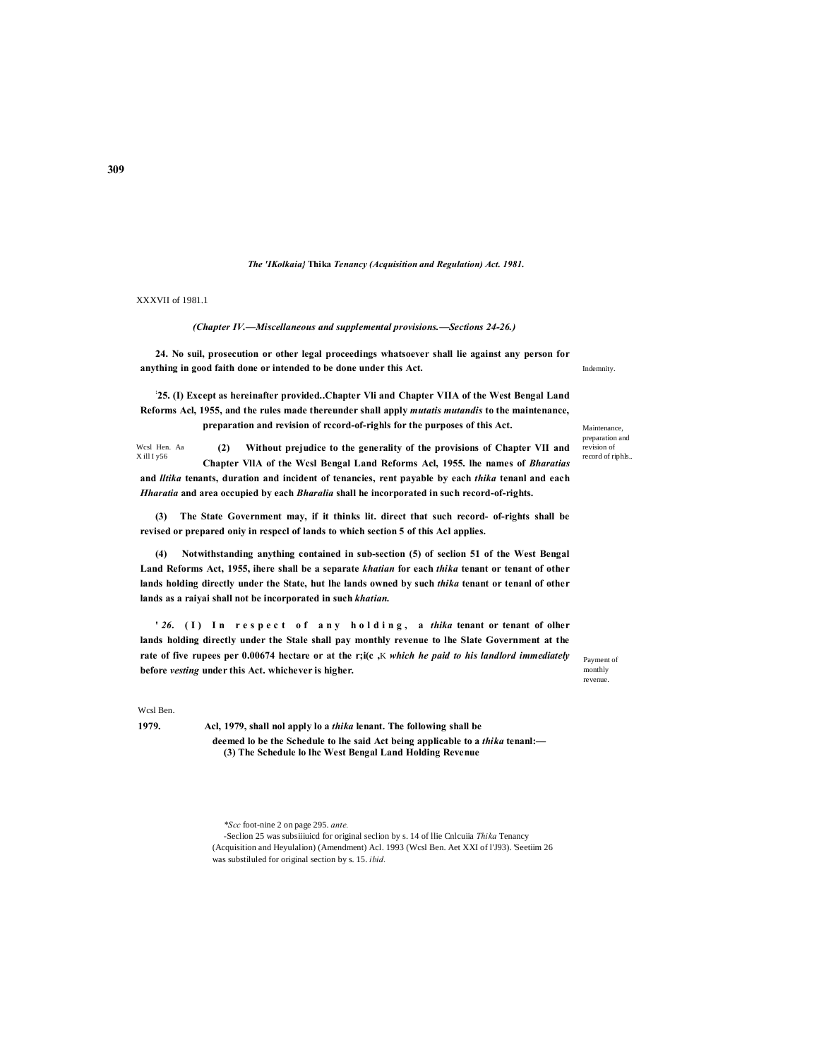*The 'IKolkaia} **Thika** Tenancy (Acquisition and Regulation) Act. 1981.*

XXXVII of 1981.1

*(Chapter IV.—Miscellaneous and supplemental provisions.—Sections 24-26.)*

Indemnity.

**24. No suil, prosecution or other legal proceedings whatsoever shall lie against any person for anything in good faith done or intended to be done under this Act.**

Maintenance, preparation and revision of record of riphls..

**[:]25. (I) Except as hereinafter provided..Chapter Vli and Chapter VIIA of the West Bengal Land Reforms Acl, 1955, and the rules made thereunder shall apply *mutatis mutandis* to the maintenance, preparation and revision of rccord-of-righls for the purposes of this Act.**

Wcsl Hen. Aa X ill I y56

**(2) Without prejudice to the generality of the provisions of Chapter VII and Chapter VllA of the Wcsl Bengal Land Reforms Acl, 1955. lhe names of *Bharatias* and *lltika* tenants, duration and incident of tenancies, rent payable by each *thika* tenanl and each *Hharatia* and area occupied by each *Bharalia* shall he incorporated in such record-of-rights.**

**(3) The State Government may, if it thinks lit. direct that such record- of-rights shall be revised or prepared oniy in rcspccl of lands to which section 5 of this Acl applies.**

**(4) Notwithstanding anything contained in sub-section (5) of seclion 51 of the West Bengal Land Reforms Act, 1955, ihere shall be a separate *khatian* for each *thika* tenant or tenant of other lands holding directly under the State, hut lhe lands owned by such *thika* tenant or tenanl of other lands as a raiyai shall not be incorporated in such *khatian.***

Payment of monthly revenue.

**' *26*. (I) In respect of any holding, a *thika* tenant or tenant of olher lands holding directly under the Stale shall pay monthly revenue to lhe Slate Government at the rate of five rupees per 0.00674 hectare or at the r;i(c ,K *which he paid to his landlord immediately* before *vesting* under this Act. whichever is higher.**

Wcsl Ben.

**1979.** **(3) The Schedule lo lhc West Bengal Land Holding Revenue Acl, 1979, shall nol apply lo a *thika* lenant. The following shall be deemed lo be the Schedule to lhe said Act being applicable to a *thika* tenanl:—**

*Scc* foot-nine 2 on page 295. *ante.*

-Seclion 25 was subsiiiuicd for original seclion by s. 14 of llie Cnlcuiia *Thika* Tenancy (Acquisition and Heyulalion) (Amendment) Acl. 1993 (Wcsl Ben. Aet XXI of l'J93). 'Seetiim 26 was substiluled for original section by s. 15. *ibid.*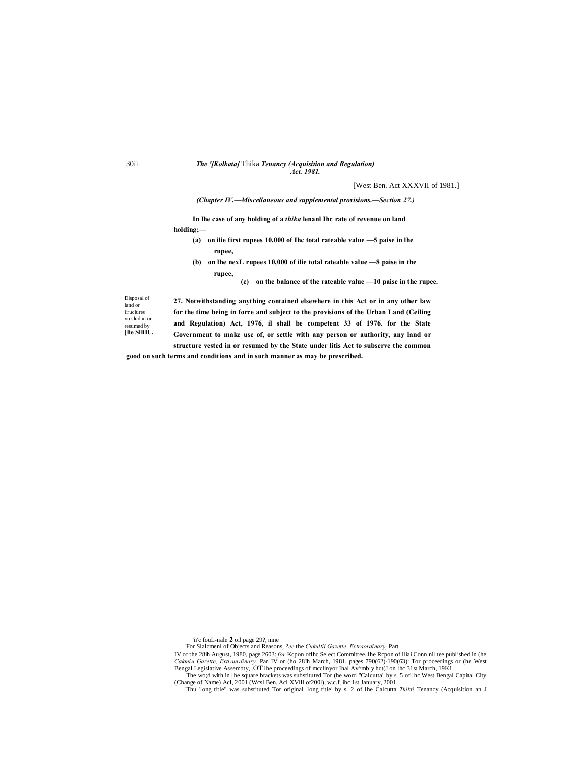*(Chapter IV.—Miscellaneous and supplemental provisions.—Section 27.)*

**In lhe case of any holding of a *thika* lenanl Ihc rate of revenue on land holding;—**

**(a) on ilie first rupees 10.000 of Ihc total rateable value —5 paise in lhe rupee,**

**(b) on lhe nexL rupees 10,000 of ilie total rateable value —8 paise in the rupee,**

**(c) on the balance of the rateable value —10 paise in the rupee.**

Disposal of land or iiruclures vo.slud in or resumed by **[lie SiliIU.**

**27. Notwithstanding anything contained elsewhere in this Act or in any other law for the time being in force and subject to the provisions of the Urban Land (Ceiling and Regulation) Act, 1976, il shall be competent 33 of 1976. for the State Government to make use of, or settle with any person or authority, any land or structure vested in or resumed by the State under litis Act to subserve the common good on such terms and conditions and in such manner as may be prescribed.**

---

'ii'c fouL-nale **2** oil page 29?, nine

'For Slalcmenl of Objects and Reasons, *?ee* the *Cukultii Gazette. Extraordinary,* Part IV of the 28ih August, 1980, page 2603: *for* Kcpon oflhc Select Committee..lhe Rcpon of iliai Conn nil tee published in (he *Cakmiu Gazette, Extraurdinary.* Pan IV or (ho 28Ih March, 1981. pages 790(62)-190(63): Tor proceedings or (he West Bengal Legislative Assembty, .OT lhe proceedings of mcclinyor Ihal Av^mbly hct(J on lhc 31st March, 19K1.

:The wo;d with in [he square brackets was substituted Tor (he word "Calcutta" by s. 5 of lhc West Bengal Capital City (Change of Name) Acl, 2001 (Wcsl Ben. Acl XVlll of200l), w.c.f, ihc 1st January, 2001.

'Thu 'long title" was substituted Tor original 'long title' by s, 2 of lhe Calcutta *Thikti* Tenancy (Acquisition an J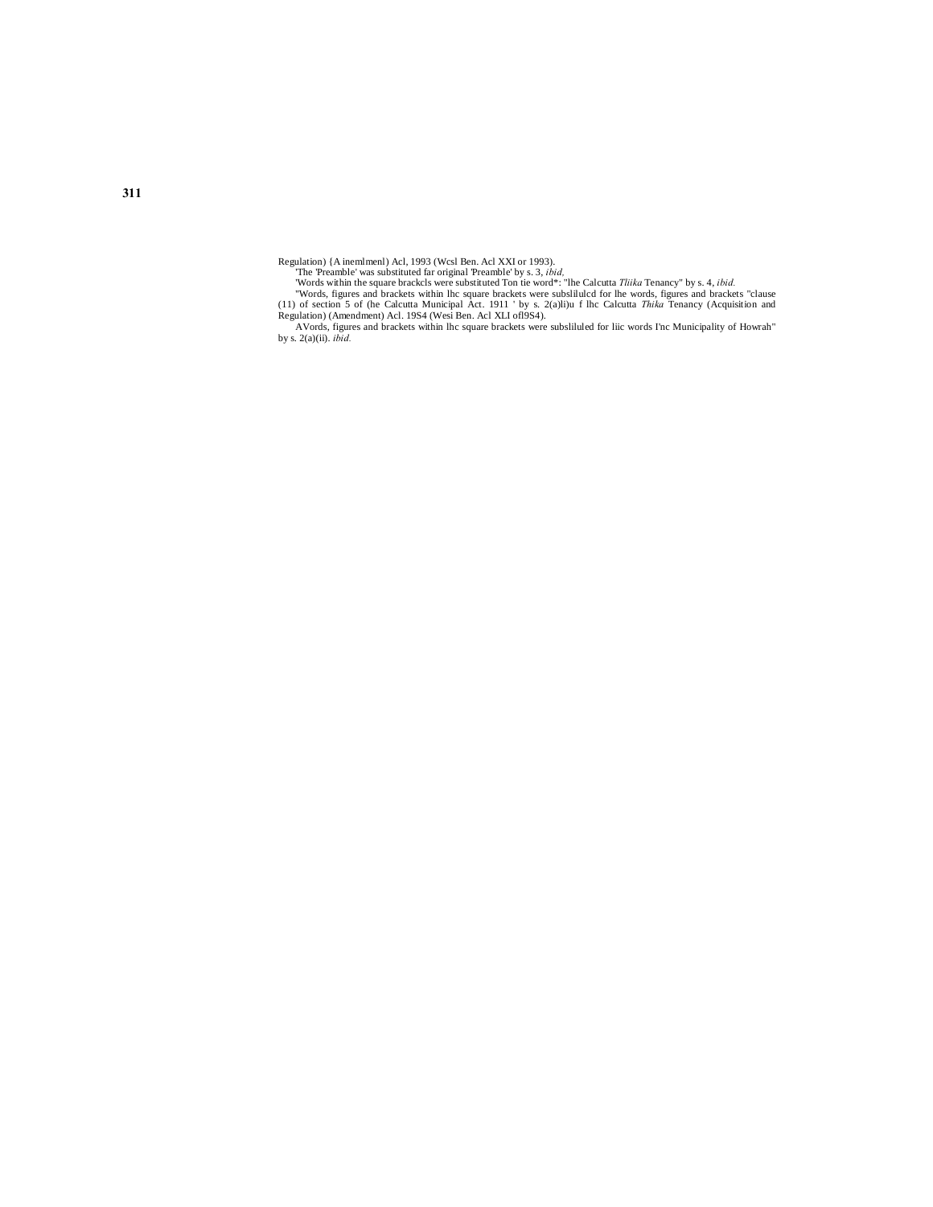Regulation) {A inemlmenl) Acl, 1993 (Wcsl Ben. Acl XXI or 1993).

'The 'Preamble' was substituted far original 'Preamble' by s. 3, *ibid,*

'Words within the square brackcls were substituted Ton tie word*: "lhe Calcutta *Tliika* Tenancy" by s. 4, *ibid.*

"Words, figures and brackets within lhc square brackets were subslilulcd for lhe words, figures and brackets "clause (11) of section 5 of (he Calcutta Municipal Act. 1911 ' by s. 2(a)li)u f lhc Calcutta *Thika* Tenancy (Acquisition and Regulation) (Amendment) Acl. 19S4 (Wesi Ben. Acl XLI ofl9S4).

AVords, figures and brackets within lhc square brackets were subsliluled for liic words I'nc Municipality of Howrah" by s. 2(a)(ii). *ibid.*